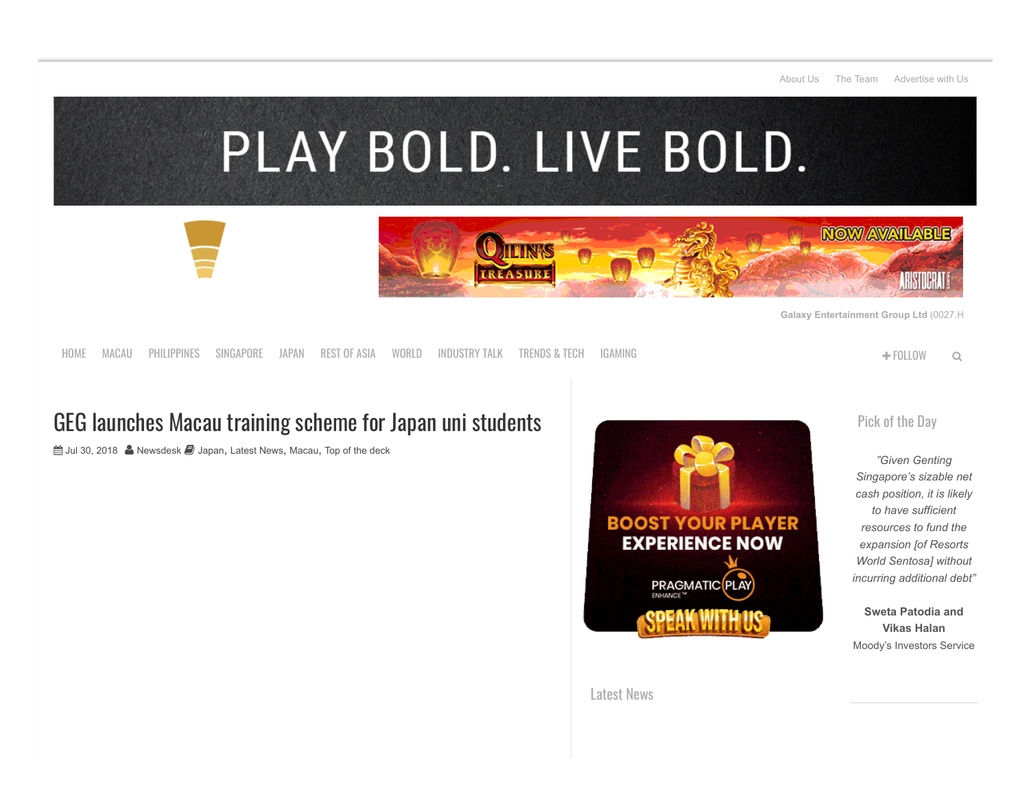About Us The Team Advertise with Us

PLAY BOLD. LIVE BOLD.

Galaxy Entertainment Group Ltd (0027.H

HOME MACAU PHILIPPINES SINGAPORE JAPAN REST OF ASIA WORLD INDUSTRY TALK TRENDS & TECH IGAMING

+ FOLLOW

# GEG launches Macau training scheme for Japan uni students

Jul 30, 2018 Newsdesk Japan, Latest News, Macau, Top of the deck

## Pick of the Day

*"Given Genting Singapore's sizable net cash position, it is likely to have sufficient resources to fund the expansion [of Resorts World Sentosa] without incurring additional debt"*

**Sweta Patodia and Vikas Halan**

Moody's Investors Service

## Latest News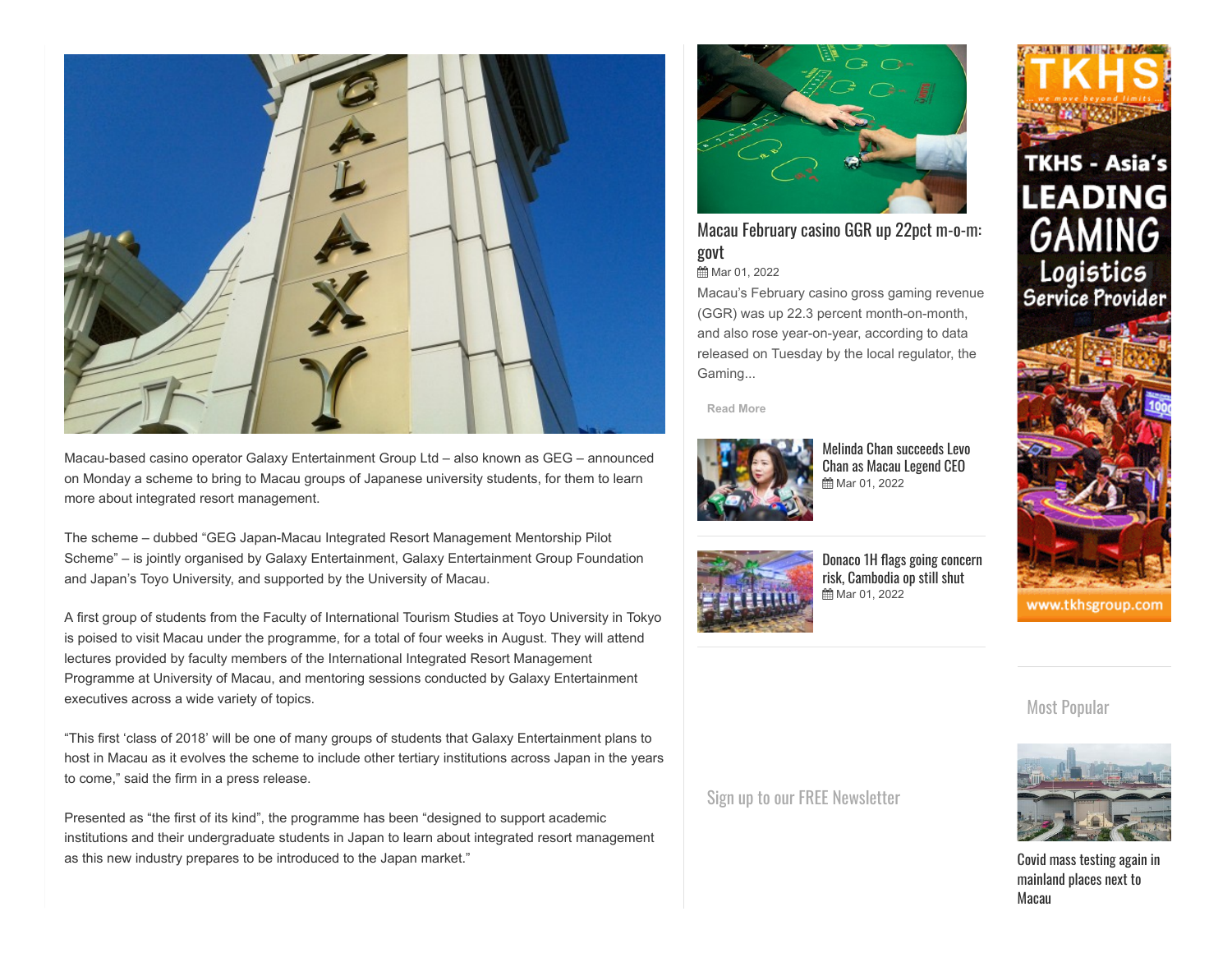Macau-based casino operator Galaxy Entertainment Group Ltd – also known as GEG – announced on Monday a scheme to bring to Macau groups of Japanese university students, for them to learn more about integrated resort management.

The scheme – dubbed "GEG Japan-Macau Integrated Resort Management Mentorship Pilot Scheme" – is jointly organised by Galaxy Entertainment, Galaxy Entertainment Group Foundation and Japan's Toyo University, and supported by the University of Macau.

A first group of students from the Faculty of International Tourism Studies at Toyo University in Tokyo is poised to visit Macau under the programme, for a total of four weeks in August. They will attend lectures provided by faculty members of the International Integrated Resort Management Programme at University of Macau, and mentoring sessions conducted by Galaxy Entertainment executives across a wide variety of topics.

"This first 'class of 2018' will be one of many groups of students that Galaxy Entertainment plans to host in Macau as it evolves the scheme to include other tertiary institutions across Japan in the years to come," said the firm in a press release.

Presented as "the first of its kind", the programme has been "designed to support academic institutions and their undergraduate students in Japan to learn about integrated resort management as this new industry prepares to be introduced to the Japan market."

### Macau February casino GGR up 22pct m-o-m: govt

Mar 01, 2022

Macau's February casino gross gaming revenue (GGR) was up 22.3 percent month-on-month, and also rose year-on-year, according to data released on Tuesday by the local regulator, the Gaming...

Read More

### Melinda Chan succeeds Levo Chan as Macau Legend CEO

Mar 01, 2022

### Donaco 1H flags going concern risk, Cambodia op still shut

Mar 01, 2022

Sign up to our FREE Newsletter

TKHS - Asia's LEADING GAMING Logistics Service Provider

www.tkhsgroup.com

Most Popular

Covid mass testing again in mainland places next to Macau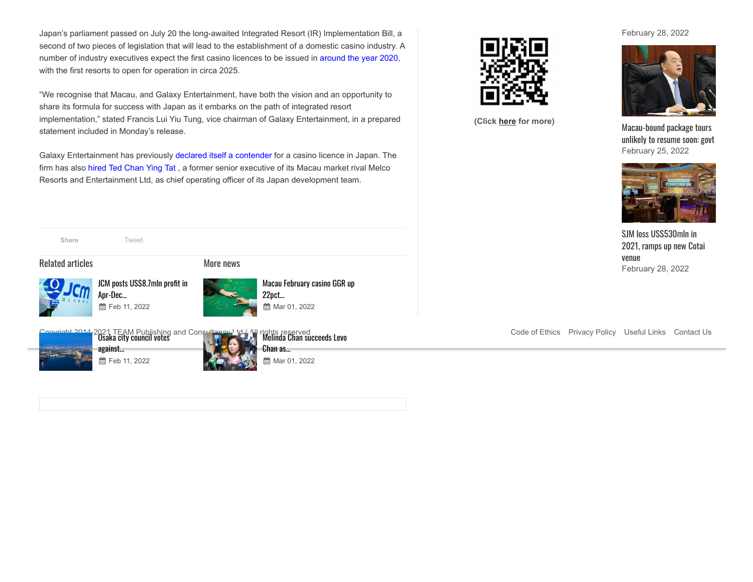Japan's parliament passed on July 20 the long-awaited Integrated Resort (IR) Implementation Bill, a second of two pieces of legislation that will lead to the establishment of a domestic casino industry. A number of industry executives expect the first casino licences to be issued in around the year 2020, with the first resorts to open for operation in circa 2025.

"We recognise that Macau, and Galaxy Entertainment, have both the vision and an opportunity to share its formula for success with Japan as it embarks on the path of integrated resort implementation," stated Francis Lui Yiu Tung, vice chairman of Galaxy Entertainment, in a prepared statement included in Monday's release.

Galaxy Entertainment has previously declared itself a contender for a casino licence in Japan. The firm has also hired Ted Chan Ying Tat , a former senior executive of its Macau market rival Melco Resorts and Entertainment Ltd, as chief operating officer of its Japan development team.

Share Tweet

### Related articles

JCM posts US$8.7mln profit in Apr-Dec...
Feb 11, 2022

Osaka city council votes against...
Feb 11, 2022

### More news

Macau February casino GGR up 22pct...
Mar 01, 2022

Melinda Chan succeeds Levo Chan as...
Mar 01, 2022

(Click **here** for more)

February 28, 2022

Macau-bound package tours unlikely to resume soon: govt
February 25, 2022

SJM loss US$530mln in 2021, ramps up new Cotai venue
February 28, 2022

Copyright 2014-2021 TEAM Publishing and Consultancy Ltd / All rights reserved

Code of Ethics Privacy Policy Useful Links Contact Us